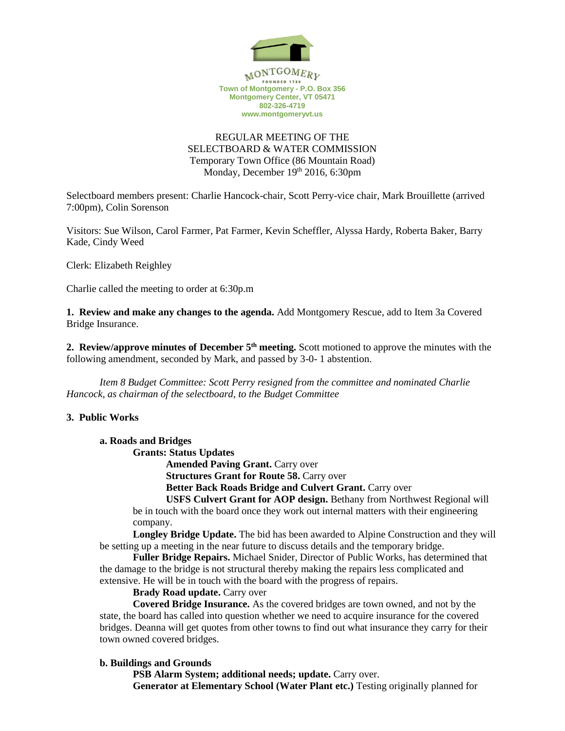MONTGOMERY
FOUNDED 1789
Town of Montgomery - P.O. Box 356
Montgomery Center, VT 05471
802-326-4719
www.montgomeryvt.us

REGULAR MEETING OF THE
SELECTBOARD & WATER COMMISSION
Temporary Town Office (86 Mountain Road)
Monday, December 19th 2016, 6:30pm

Selectboard members present: Charlie Hancock-chair, Scott Perry-vice chair, Mark Brouillette (arrived 7:00pm), Colin Sorenson

Visitors: Sue Wilson, Carol Farmer, Pat Farmer, Kevin Scheffler, Alyssa Hardy, Roberta Baker, Barry Kade, Cindy Weed

Clerk: Elizabeth Reighley

Charlie called the meeting to order at 6:30p.m

**1. Review and make any changes to the agenda.** Add Montgomery Rescue, add to Item 3a Covered Bridge Insurance.

**2. Review/approve minutes of December 5th meeting.** Scott motioned to approve the minutes with the following amendment, seconded by Mark, and passed by 3-0- 1 abstention.

*Item 8 Budget Committee: Scott Perry resigned from the committee and nominated Charlie Hancock, as chairman of the selectboard, to the Budget Committee*

**3. Public Works**

**a. Roads and Bridges**

**Grants: Status Updates**

**Amended Paving Grant.** Carry over

**Structures Grant for Route 58.** Carry over

**Better Back Roads Bridge and Culvert Grant.** Carry over

**USFS Culvert Grant for AOP design.** Bethany from Northwest Regional will be in touch with the board once they work out internal matters with their engineering company.

**Longley Bridge Update.** The bid has been awarded to Alpine Construction and they will be setting up a meeting in the near future to discuss details and the temporary bridge.

**Fuller Bridge Repairs.** Michael Snider, Director of Public Works, has determined that the damage to the bridge is not structural thereby making the repairs less complicated and extensive. He will be in touch with the board with the progress of repairs.

**Brady Road update.** Carry over

**Covered Bridge Insurance.** As the covered bridges are town owned, and not by the state, the board has called into question whether we need to acquire insurance for the covered bridges. Deanna will get quotes from other towns to find out what insurance they carry for their town owned covered bridges.

**b. Buildings and Grounds**

**PSB Alarm System; additional needs; update.** Carry over.

**Generator at Elementary School (Water Plant etc.)** Testing originally planned for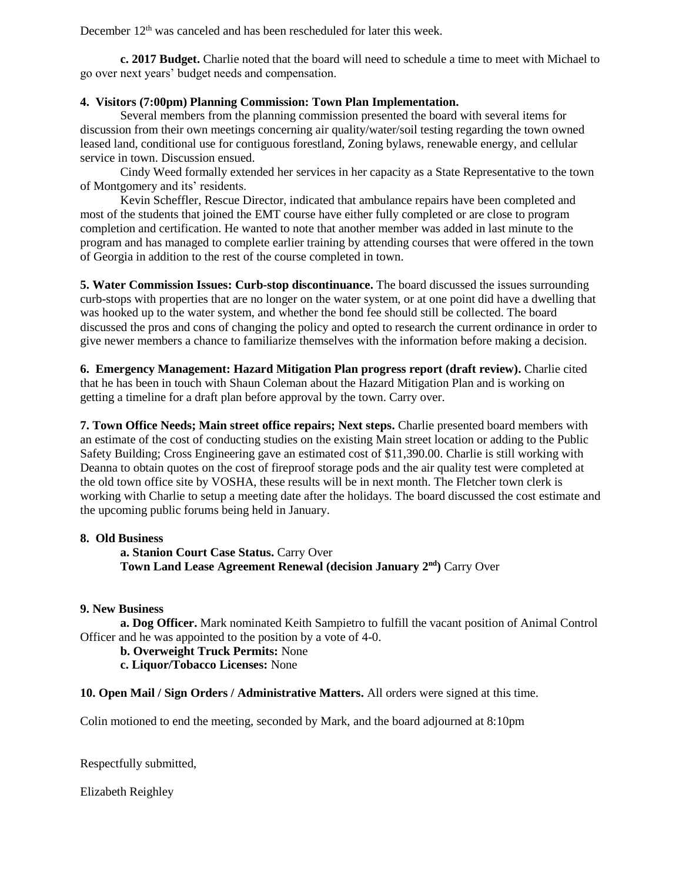December 12th was canceled and has been rescheduled for later this week.

**c. 2017 Budget.** Charlie noted that the board will need to schedule a time to meet with Michael to go over next years' budget needs and compensation.

**4. Visitors (7:00pm) Planning Commission: Town Plan Implementation.**

Several members from the planning commission presented the board with several items for discussion from their own meetings concerning air quality/water/soil testing regarding the town owned leased land, conditional use for contiguous forestland, Zoning bylaws, renewable energy, and cellular service in town. Discussion ensued.

Cindy Weed formally extended her services in her capacity as a State Representative to the town of Montgomery and its' residents.

Kevin Scheffler, Rescue Director, indicated that ambulance repairs have been completed and most of the students that joined the EMT course have either fully completed or are close to program completion and certification. He wanted to note that another member was added in last minute to the program and has managed to complete earlier training by attending courses that were offered in the town of Georgia in addition to the rest of the course completed in town.

**5. Water Commission Issues: Curb-stop discontinuance.** The board discussed the issues surrounding curb-stops with properties that are no longer on the water system, or at one point did have a dwelling that was hooked up to the water system, and whether the bond fee should still be collected. The board discussed the pros and cons of changing the policy and opted to research the current ordinance in order to give newer members a chance to familiarize themselves with the information before making a decision.

**6. Emergency Management: Hazard Mitigation Plan progress report (draft review).** Charlie cited that he has been in touch with Shaun Coleman about the Hazard Mitigation Plan and is working on getting a timeline for a draft plan before approval by the town. Carry over.

**7. Town Office Needs; Main street office repairs; Next steps.** Charlie presented board members with an estimate of the cost of conducting studies on the existing Main street location or adding to the Public Safety Building; Cross Engineering gave an estimated cost of $11,390.00. Charlie is still working with Deanna to obtain quotes on the cost of fireproof storage pods and the air quality test were completed at the old town office site by VOSHA, these results will be in next month. The Fletcher town clerk is working with Charlie to setup a meeting date after the holidays. The board discussed the cost estimate and the upcoming public forums being held in January.

**8. Old Business**

**a. Stanion Court Case Status.** Carry Over

**Town Land Lease Agreement Renewal (decision January 2nd)** Carry Over

**9. New Business**

**a. Dog Officer.** Mark nominated Keith Sampietro to fulfill the vacant position of Animal Control Officer and he was appointed to the position by a vote of 4-0.

**b. Overweight Truck Permits:** None

**c. Liquor/Tobacco Licenses:** None

**10. Open Mail / Sign Orders / Administrative Matters.** All orders were signed at this time.

Colin motioned to end the meeting, seconded by Mark, and the board adjourned at 8:10pm

Respectfully submitted,

Elizabeth Reighley